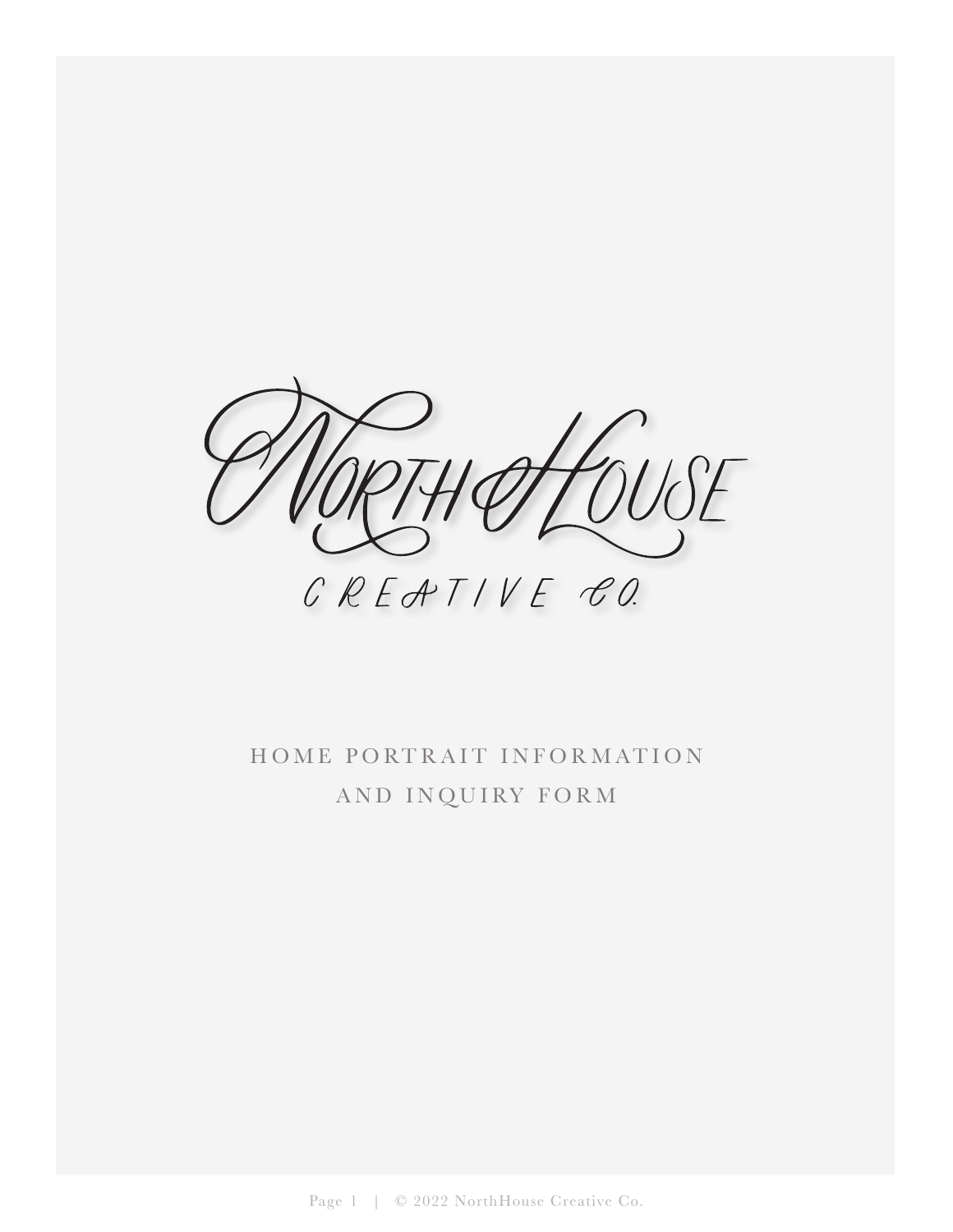# NorthHouse

CREATIVE CO.

HOME PORTRAIT INFORMATION
AND INQUIRY FORM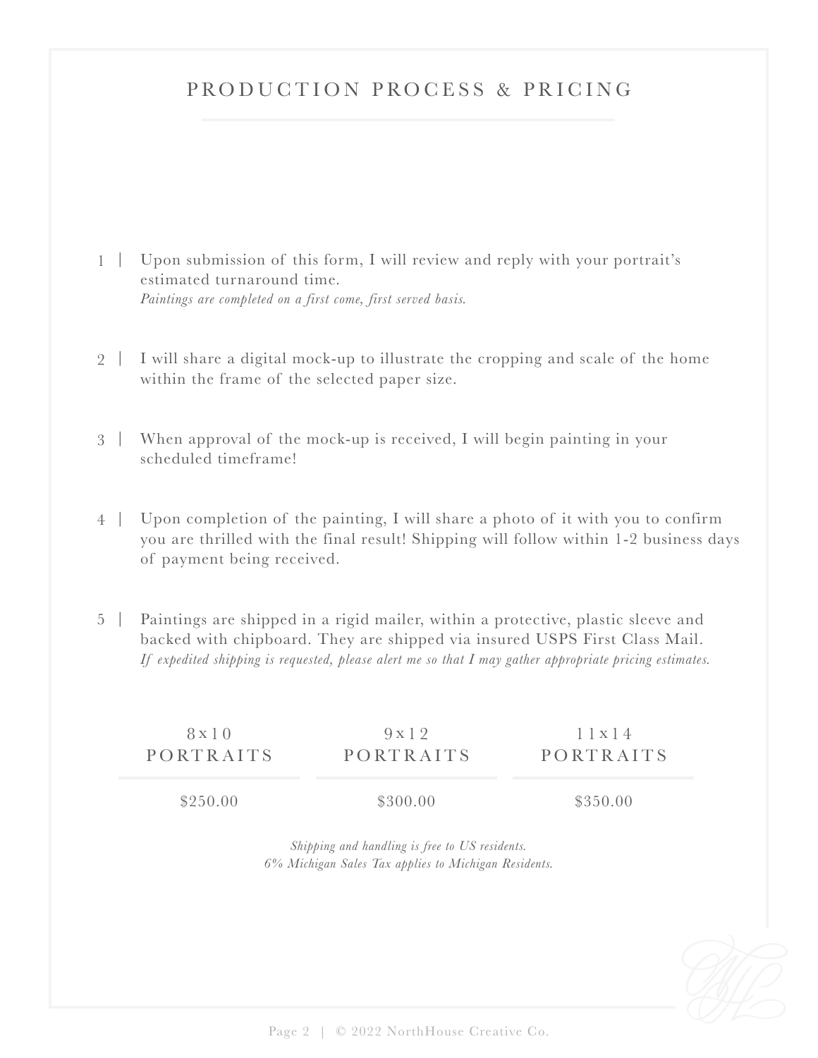## PRODUCTION PROCESS & PRICING

1 | Upon submission of this form, I will review and reply with your portrait's estimated turnaround time.
*Paintings are completed on a first come, first served basis.*

2 | I will share a digital mock-up to illustrate the cropping and scale of the home within the frame of the selected paper size.

3 | When approval of the mock-up is received, I will begin painting in your scheduled timeframe!

4 | Upon completion of the painting, I will share a photo of it with you to confirm you are thrilled with the final result! Shipping will follow within 1-2 business days of payment being received.

5 | Paintings are shipped in a rigid mailer, within a protective, plastic sleeve and backed with chipboard. They are shipped via insured USPS First Class Mail.
*If expedited shipping is requested, please alert me so that I may gather appropriate pricing estimates.*

| 8x10 PORTRAITS | 9x12 PORTRAITS | 11x14 PORTRAITS |
|---|---|---|
| $250.00 | $300.00 | $350.00 |

*Shipping and handling is free to US residents.*
*6% Michigan Sales Tax applies to Michigan Residents.*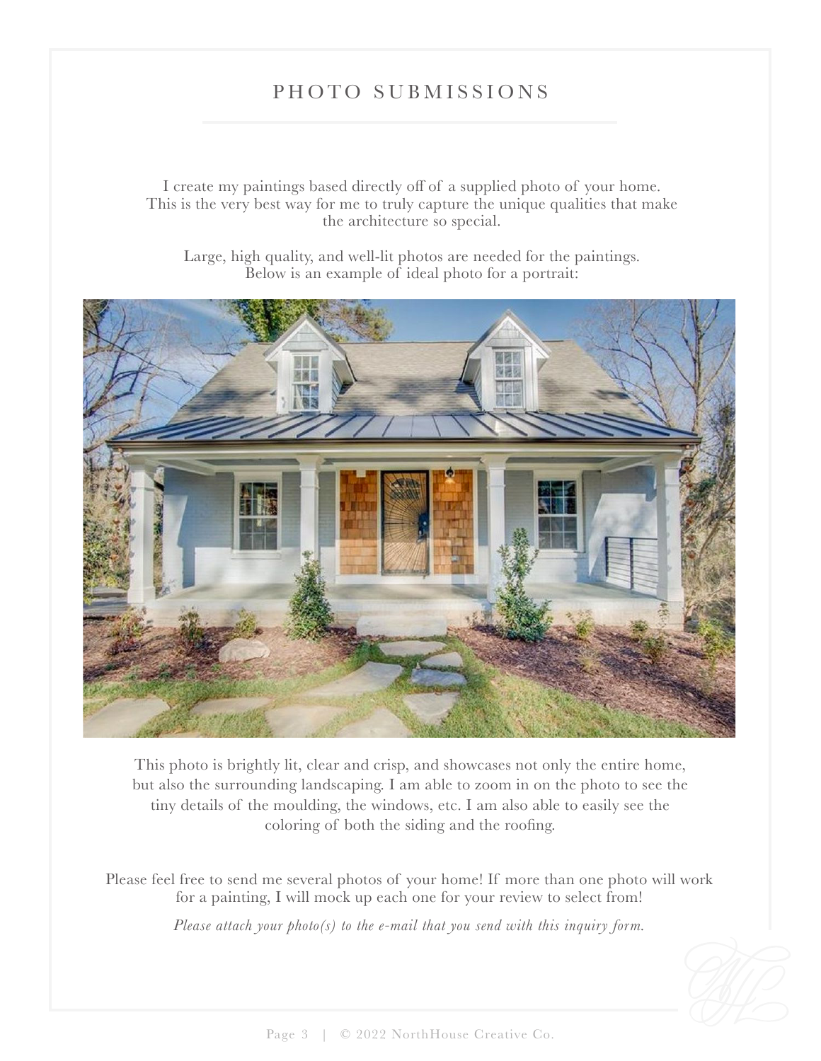# PHOTO SUBMISSIONS

I create my paintings based directly off of a supplied photo of your home. This is the very best way for me to truly capture the unique qualities that make the architecture so special.

Large, high quality, and well-lit photos are needed for the paintings. Below is an example of ideal photo for a portrait:

This photo is brightly lit, clear and crisp, and showcases not only the entire home, but also the surrounding landscaping. I am able to zoom in on the photo to see the tiny details of the moulding, the windows, etc. I am also able to easily see the coloring of both the siding and the roofing.

Please feel free to send me several photos of your home! If more than one photo will work for a painting, I will mock up each one for your review to select from!

*Please attach your photo(s) to the e-mail that you send with this inquiry form.*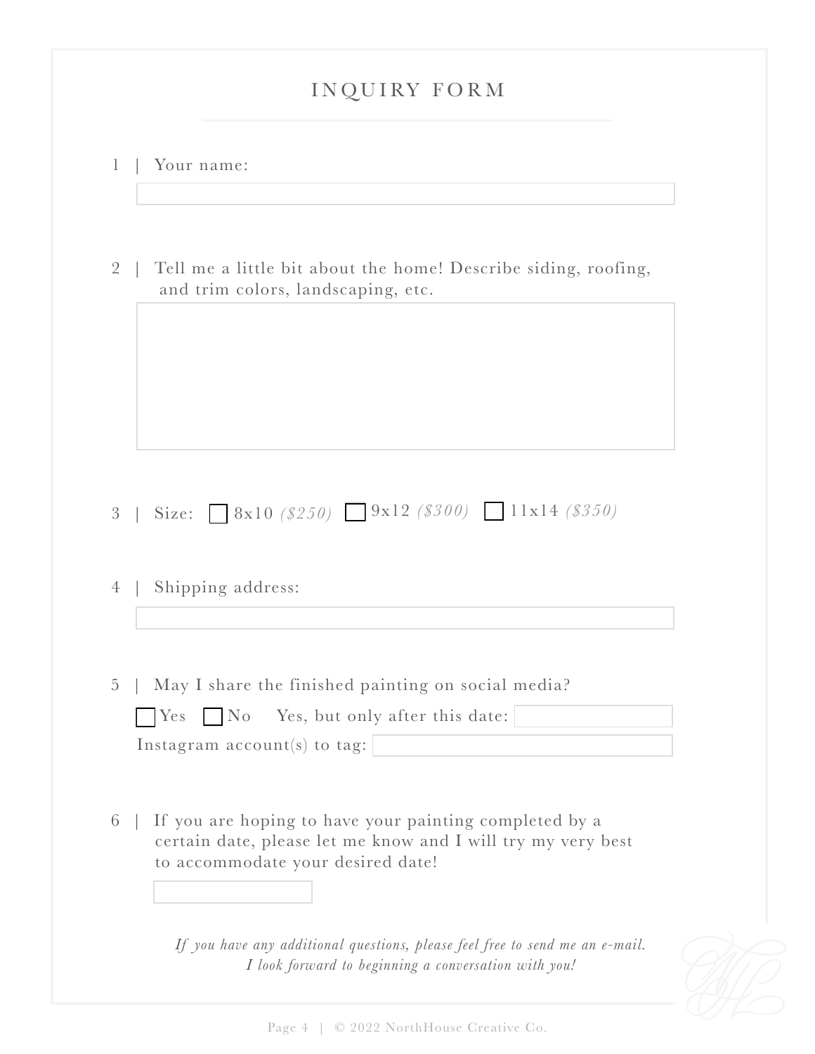# INQUIRY FORM

1 | Your name:

2 | Tell me a little bit about the home! Describe siding, roofing, and trim colors, landscaping, etc.

3 | Size: ☐ 8x10 *($250)* ☐ 9x12 *($300)* ☐ 11x14 *($350)*

4 | Shipping address:

5 | May I share the finished painting on social media?

☐ Yes ☐ No Yes, but only after this date:

Instagram account(s) to tag:

6 | If you are hoping to have your painting completed by a certain date, please let me know and I will try my very best to accommodate your desired date!

*If you have any additional questions, please feel free to send me an e-mail. I look forward to beginning a conversation with you!*

© 2022 NorthHouse Creative Co.